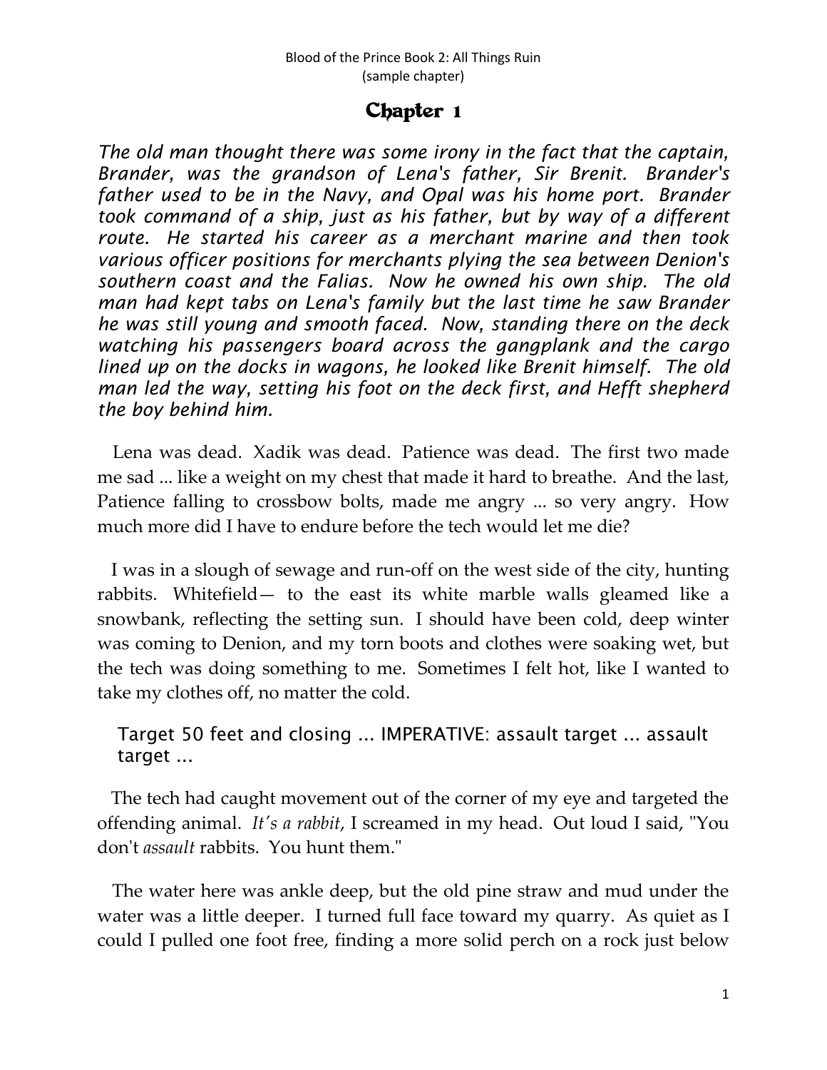# Chapter 1

*The old man thought there was some irony in the fact that the captain, Brander, was the grandson of Lena's father, Sir Brenit. Brander's father used to be in the Navy, and Opal was his home port. Brander took command of a ship, just as his father, but by way of a different route. He started his career as a merchant marine and then took various officer positions for merchants plying the sea between Denion's southern coast and the Falias. Now he owned his own ship. The old man had kept tabs on Lena's family but the last time he saw Brander he was still young and smooth faced. Now, standing there on the deck watching his passengers board across the gangplank and the cargo lined up on the docks in wagons, he looked like Brenit himself. The old man led the way, setting his foot on the deck first, and Hefft shepherd the boy behind him.*

Lena was dead. Xadik was dead. Patience was dead. The first two made me sad ... like a weight on my chest that made it hard to breathe. And the last, Patience falling to crossbow bolts, made me angry ... so very angry. How much more did I have to endure before the tech would let me die?

I was in a slough of sewage and run-off on the west side of the city, hunting rabbits. Whitefield— to the east its white marble walls gleamed like a snowbank, reflecting the setting sun. I should have been cold, deep winter was coming to Denion, and my torn boots and clothes were soaking wet, but the tech was doing something to me. Sometimes I felt hot, like I wanted to take my clothes off, no matter the cold.

> Target 50 feet and closing ... IMPERATIVE: assault target ... assault target ...

The tech had caught movement out of the corner of my eye and targeted the offending animal. *It's a rabbit*, I screamed in my head. Out loud I said, "You don't *assault* rabbits. You hunt them."

The water here was ankle deep, but the old pine straw and mud under the water was a little deeper. I turned full face toward my quarry. As quiet as I could I pulled one foot free, finding a more solid perch on a rock just below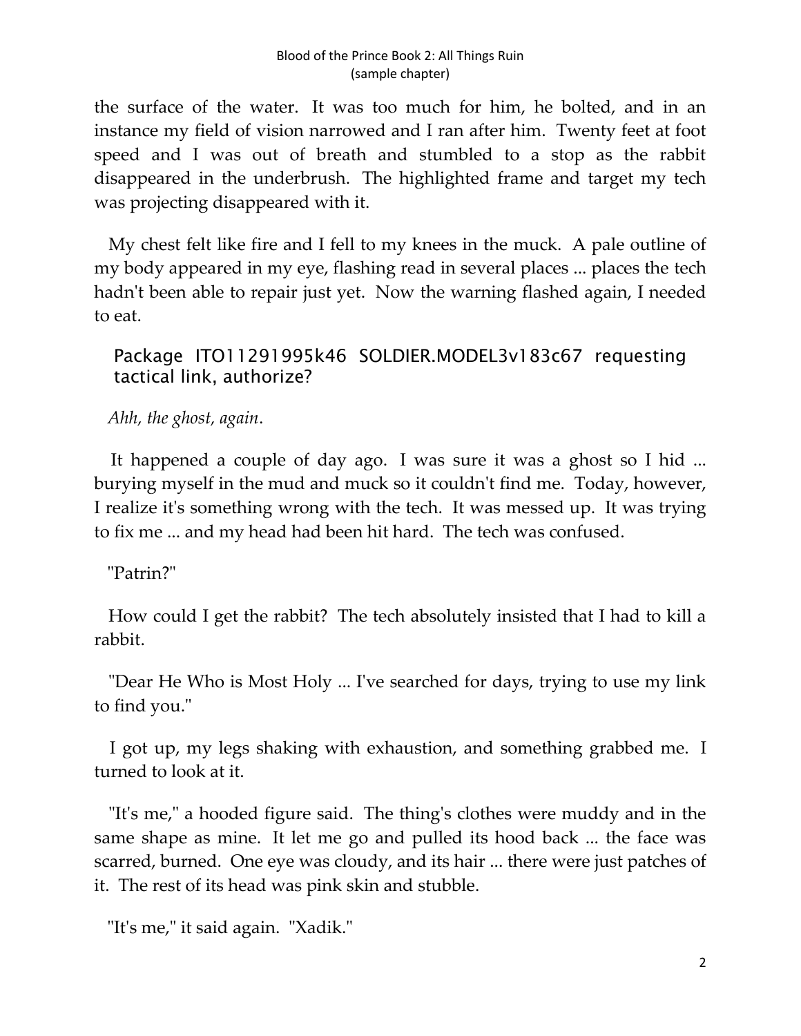the surface of the water. It was too much for him, he bolted, and in an instance my field of vision narrowed and I ran after him. Twenty feet at foot speed and I was out of breath and stumbled to a stop as the rabbit disappeared in the underbrush. The highlighted frame and target my tech was projecting disappeared with it.

My chest felt like fire and I fell to my knees in the muck. A pale outline of my body appeared in my eye, flashing read in several places ... places the tech hadn't been able to repair just yet. Now the warning flashed again, I needed to eat.

> Package ITO11291995k46 SOLDIER.MODEL3v183c67 requesting tactical link, authorize?

*Ahh, the ghost, again*.

It happened a couple of day ago. I was sure it was a ghost so I hid ... burying myself in the mud and muck so it couldn't find me. Today, however, I realize it's something wrong with the tech. It was messed up. It was trying to fix me ... and my head had been hit hard. The tech was confused.

"Patrin?"

How could I get the rabbit? The tech absolutely insisted that I had to kill a rabbit.

"Dear He Who is Most Holy ... I've searched for days, trying to use my link to find you."

I got up, my legs shaking with exhaustion, and something grabbed me. I turned to look at it.

"It's me," a hooded figure said. The thing's clothes were muddy and in the same shape as mine. It let me go and pulled its hood back ... the face was scarred, burned. One eye was cloudy, and its hair ... there were just patches of it. The rest of its head was pink skin and stubble.

"It's me," it said again. "Xadik."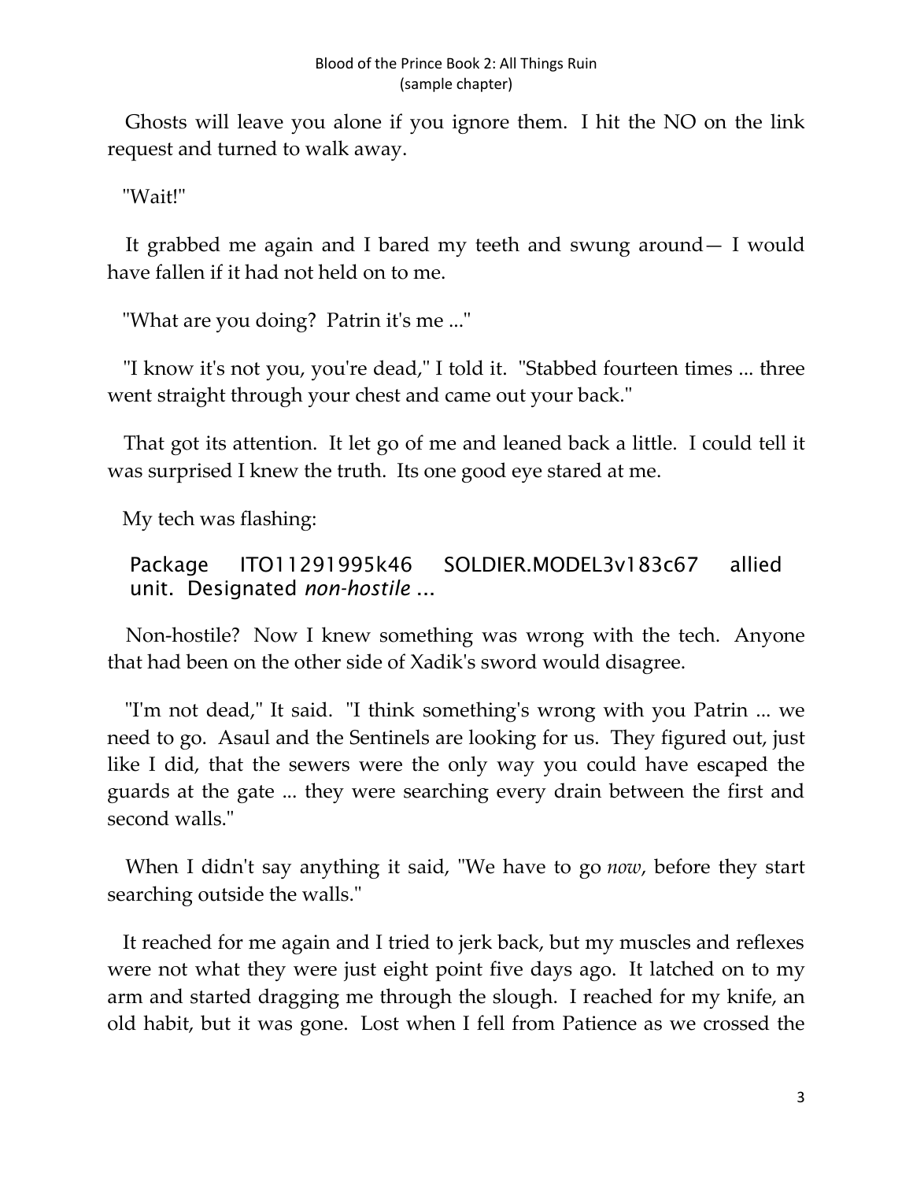Ghosts will leave you alone if you ignore them. I hit the NO on the link request and turned to walk away.

"Wait!"

It grabbed me again and I bared my teeth and swung around— I would have fallen if it had not held on to me.

"What are you doing? Patrin it's me ..."

"I know it's not you, you're dead," I told it. "Stabbed fourteen times ... three went straight through your chest and came out your back."

That got its attention. It let go of me and leaned back a little. I could tell it was surprised I knew the truth. Its one good eye stared at me.

My tech was flashing:

> Package ITO11291995k46 SOLDIER.MODEL3v183c67 allied unit. Designated *non-hostile* ...

Non-hostile? Now I knew something was wrong with the tech. Anyone that had been on the other side of Xadik's sword would disagree.

"I'm not dead," It said. "I think something's wrong with you Patrin ... we need to go. Asaul and the Sentinels are looking for us. They figured out, just like I did, that the sewers were the only way you could have escaped the guards at the gate ... they were searching every drain between the first and second walls."

When I didn't say anything it said, "We have to go *now*, before they start searching outside the walls."

It reached for me again and I tried to jerk back, but my muscles and reflexes were not what they were just eight point five days ago. It latched on to my arm and started dragging me through the slough. I reached for my knife, an old habit, but it was gone. Lost when I fell from Patience as we crossed the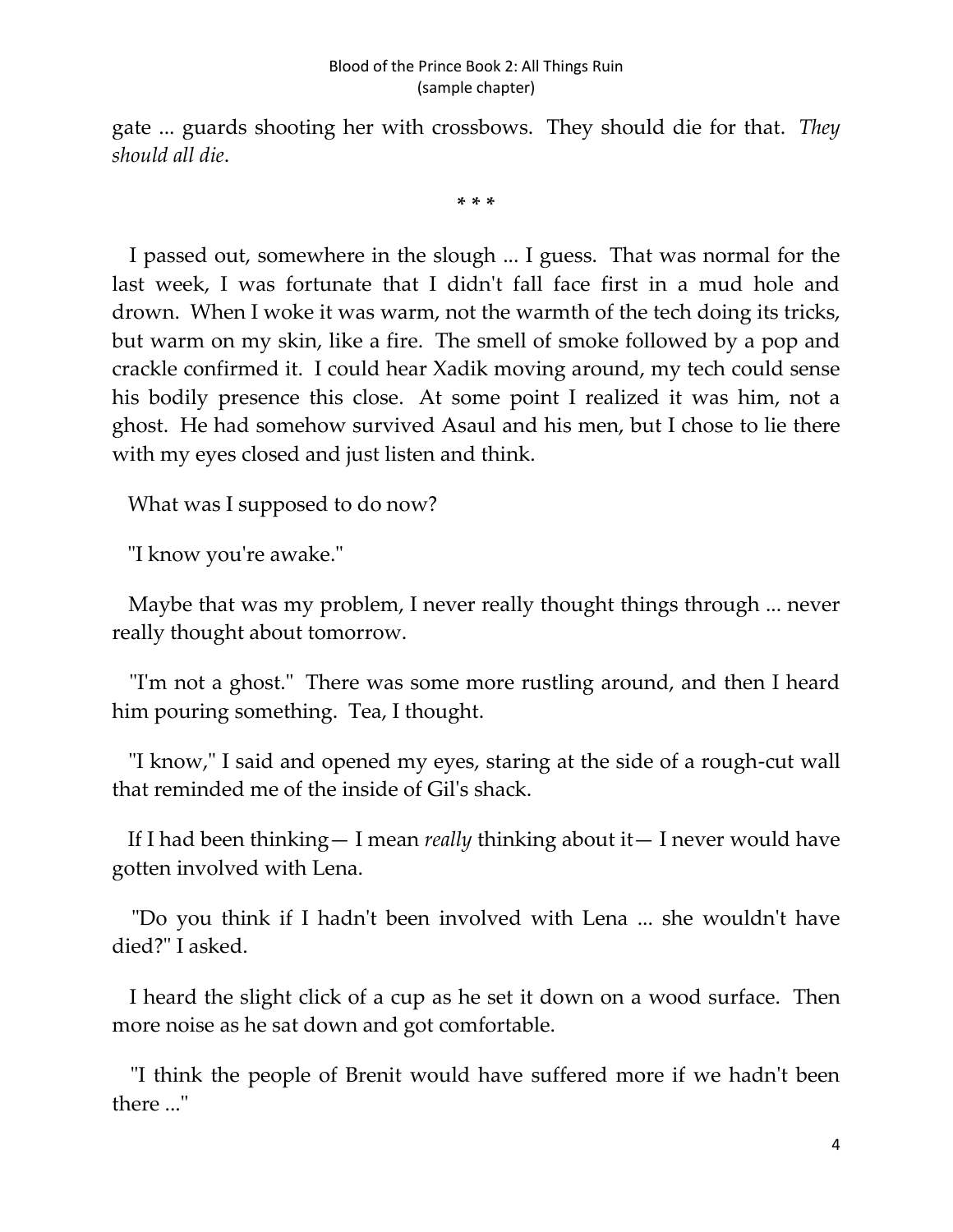gate ... guards shooting her with crossbows. They should die for that. *They should all die*.

\* \* \*

I passed out, somewhere in the slough ... I guess. That was normal for the last week, I was fortunate that I didn't fall face first in a mud hole and drown. When I woke it was warm, not the warmth of the tech doing its tricks, but warm on my skin, like a fire. The smell of smoke followed by a pop and crackle confirmed it. I could hear Xadik moving around, my tech could sense his bodily presence this close. At some point I realized it was him, not a ghost. He had somehow survived Asaul and his men, but I chose to lie there with my eyes closed and just listen and think.

What was I supposed to do now?

"I know you're awake."

Maybe that was my problem, I never really thought things through ... never really thought about tomorrow.

"I'm not a ghost." There was some more rustling around, and then I heard him pouring something. Tea, I thought.

"I know," I said and opened my eyes, staring at the side of a rough-cut wall that reminded me of the inside of Gil's shack.

If I had been thinking— I mean *really* thinking about it— I never would have gotten involved with Lena.

"Do you think if I hadn't been involved with Lena ... she wouldn't have died?" I asked.

I heard the slight click of a cup as he set it down on a wood surface. Then more noise as he sat down and got comfortable.

"I think the people of Brenit would have suffered more if we hadn't been there ..."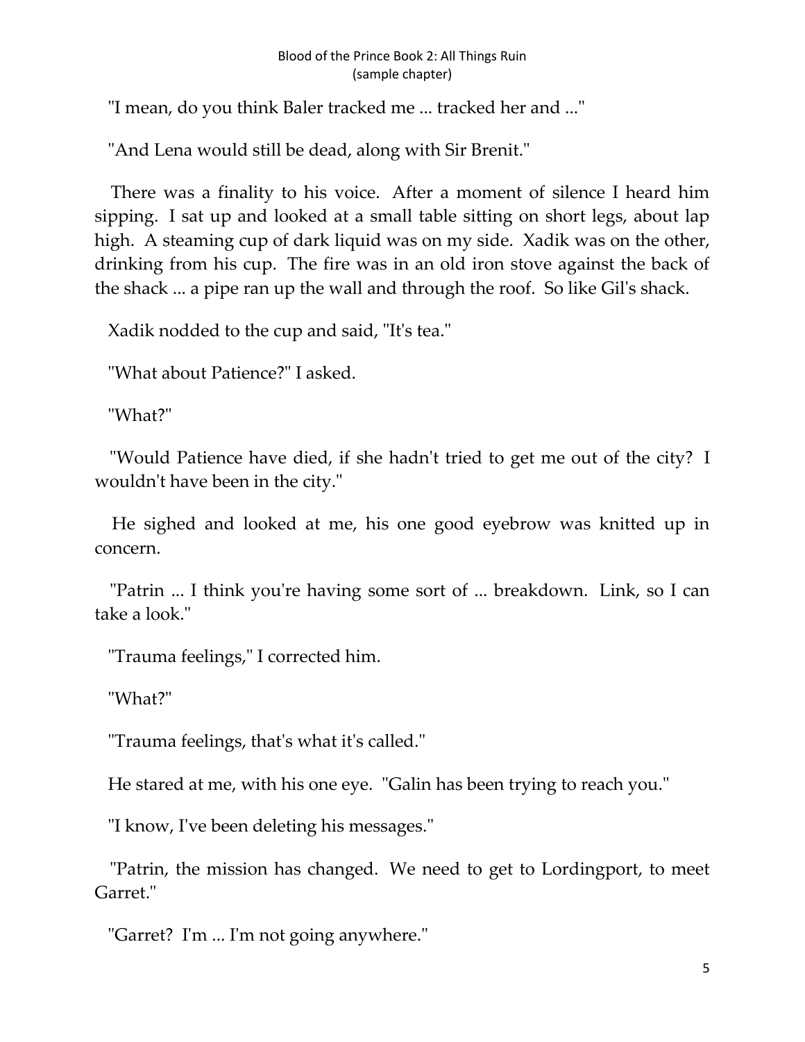"I mean, do you think Baler tracked me ... tracked her and ..."

"And Lena would still be dead, along with Sir Brenit."

There was a finality to his voice. After a moment of silence I heard him sipping. I sat up and looked at a small table sitting on short legs, about lap high. A steaming cup of dark liquid was on my side. Xadik was on the other, drinking from his cup. The fire was in an old iron stove against the back of the shack ... a pipe ran up the wall and through the roof. So like Gil's shack.

Xadik nodded to the cup and said, "It's tea."

"What about Patience?" I asked.

"What?"

"Would Patience have died, if she hadn't tried to get me out of the city? I wouldn't have been in the city."

He sighed and looked at me, his one good eyebrow was knitted up in concern.

"Patrin ... I think you're having some sort of ... breakdown. Link, so I can take a look."

"Trauma feelings," I corrected him.

"What?"

"Trauma feelings, that's what it's called."

He stared at me, with his one eye. "Galin has been trying to reach you."

"I know, I've been deleting his messages."

"Patrin, the mission has changed. We need to get to Lordingport, to meet Garret."

"Garret? I'm ... I'm not going anywhere."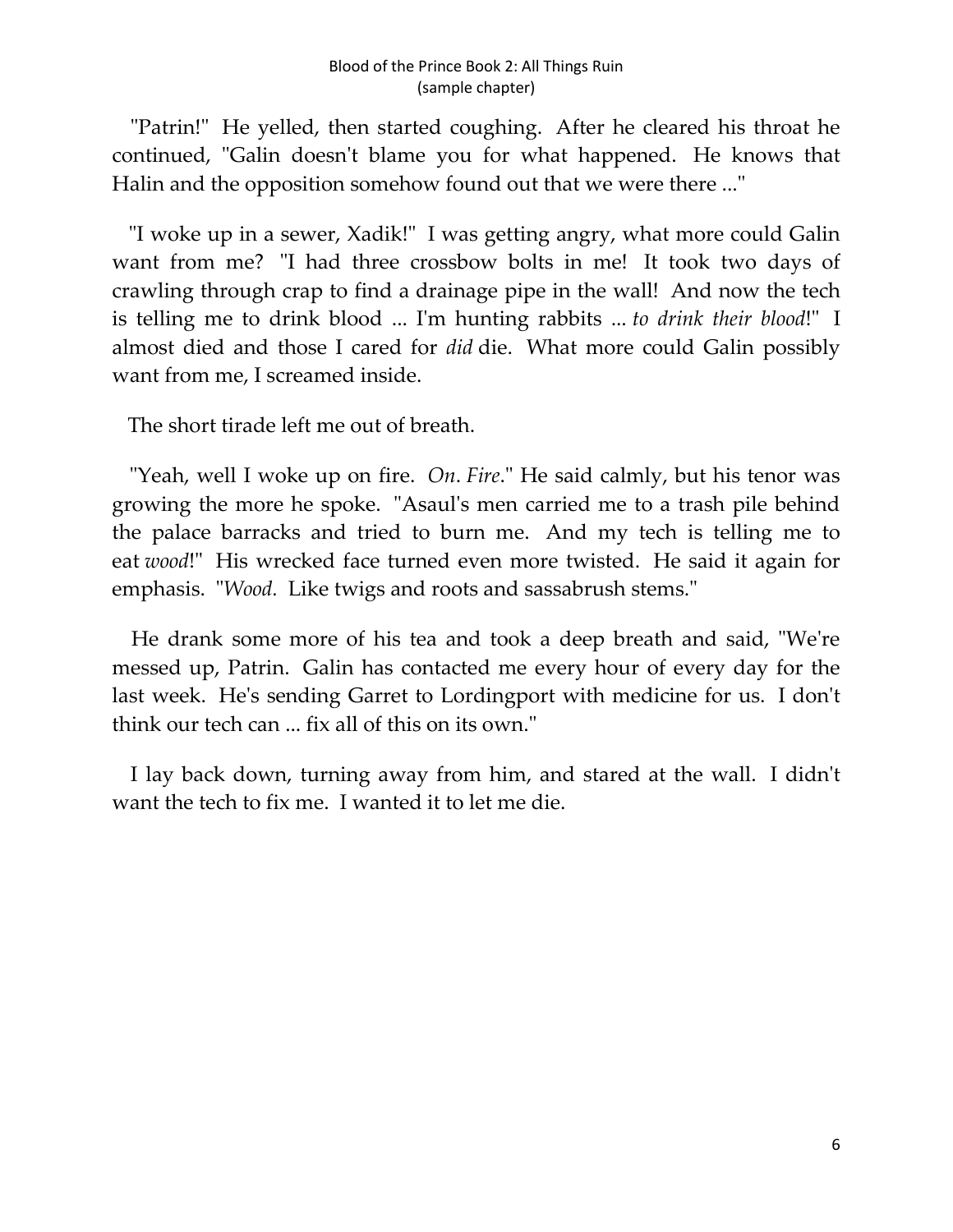"Patrin!" He yelled, then started coughing. After he cleared his throat he continued, "Galin doesn't blame you for what happened. He knows that Halin and the opposition somehow found out that we were there ..."

"I woke up in a sewer, Xadik!" I was getting angry, what more could Galin want from me? "I had three crossbow bolts in me! It took two days of crawling through crap to find a drainage pipe in the wall! And now the tech is telling me to drink blood ... I'm hunting rabbits ... *to drink their blood*!" I almost died and those I cared for *did* die. What more could Galin possibly want from me, I screamed inside.

The short tirade left me out of breath.

"Yeah, well I woke up on fire. *On*. *Fire*." He said calmly, but his tenor was growing the more he spoke. "Asaul's men carried me to a trash pile behind the palace barracks and tried to burn me. And my tech is telling me to eat *wood*!" His wrecked face turned even more twisted. He said it again for emphasis. "*Wood.* Like twigs and roots and sassabrush stems."

He drank some more of his tea and took a deep breath and said, "We're messed up, Patrin. Galin has contacted me every hour of every day for the last week. He's sending Garret to Lordingport with medicine for us. I don't think our tech can ... fix all of this on its own."

I lay back down, turning away from him, and stared at the wall. I didn't want the tech to fix me. I wanted it to let me die.